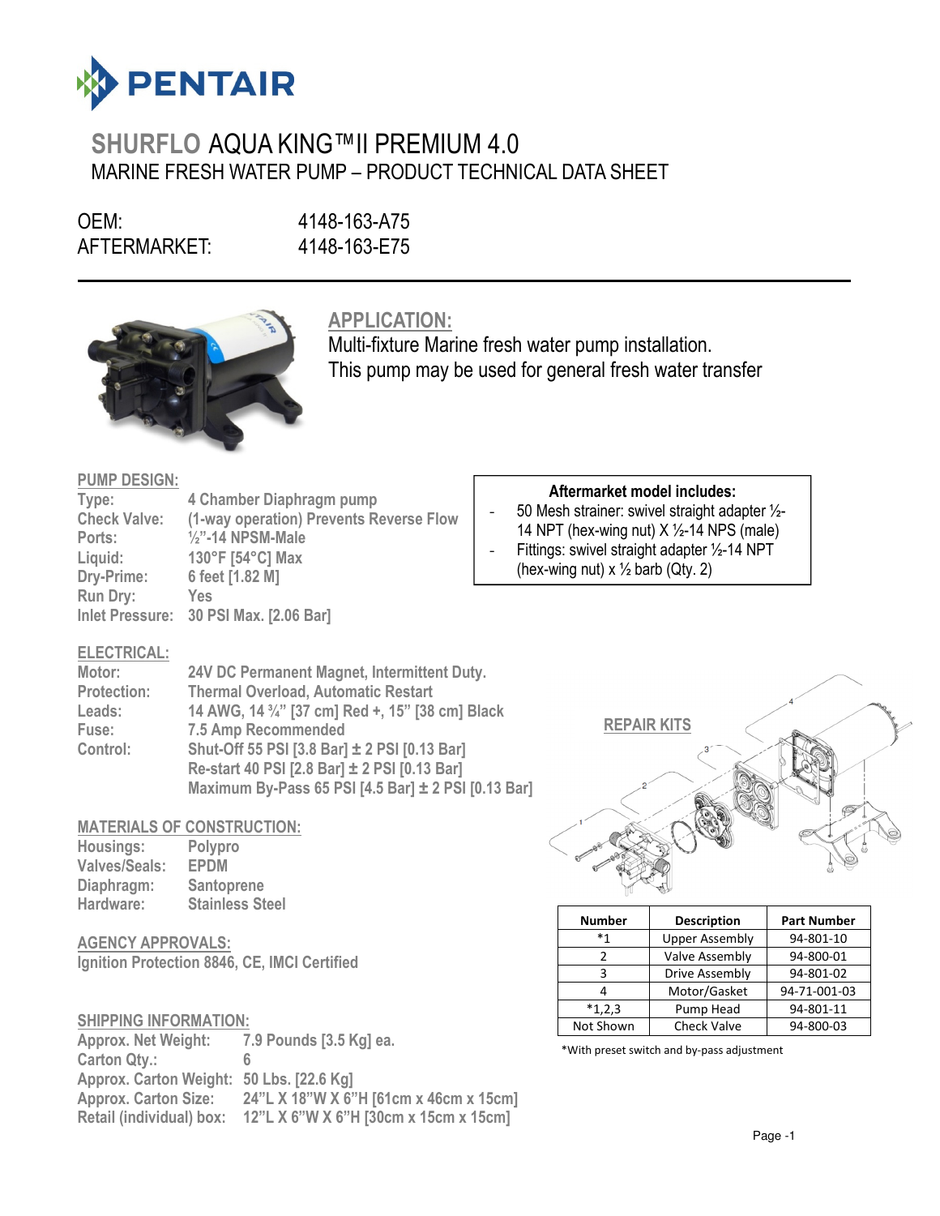# SHURFLO AQUA KING™II PREMIUM 4.0

## MARINE FRESH WATER PUMP – PRODUCT TECHNICAL DATA SHEET

OEM: 4148-163-A75
AFTERMARKET: 4148-163-E75

## APPLICATION:

Multi-fixture Marine fresh water pump installation.
This pump may be used for general fresh water transfer

## PUMP DESIGN:

**Type:** 4 Chamber Diaphragm pump
**Check Valve:** (1-way operation) Prevents Reverse Flow
**Ports:** ½"-14 NPSM-Male
**Liquid:** 130°F [54°C] Max
**Dry-Prime:** 6 feet [1.82 M]
**Run Dry:** Yes
**Inlet Pressure:** 30 PSI Max. [2.06 Bar]

**Aftermarket model includes:**

- 50 Mesh strainer: swivel straight adapter ½-14 NPT (hex-wing nut) X ½-14 NPS (male)
- Fittings: swivel straight adapter ½-14 NPT (hex-wing nut) x ½ barb (Qty. 2)

## ELECTRICAL:

**Motor:** 24V DC Permanent Magnet, Intermittent Duty.
**Protection:** Thermal Overload, Automatic Restart
**Leads:** 14 AWG, 14 ¾" [37 cm] Red +, 15" [38 cm] Black
**Fuse:** 7.5 Amp Recommended
**Control:** Shut-Off 55 PSI [3.8 Bar] ± 2 PSI [0.13 Bar]
Re-start 40 PSI [2.8 Bar] ± 2 PSI [0.13 Bar]
Maximum By-Pass 65 PSI [4.5 Bar] ± 2 PSI [0.13 Bar]

## MATERIALS OF CONSTRUCTION:

**Housings:** Polypro
**Valves/Seals:** EPDM
**Diaphragm:** Santoprene
**Hardware:** Stainless Steel

## AGENCY APPROVALS:

Ignition Protection 8846, CE, IMCI Certified

## SHIPPING INFORMATION:

**Approx. Net Weight:** 7.9 Pounds [3.5 Kg] ea.
**Carton Qty.:** 6
**Approx. Carton Weight:** 50 Lbs. [22.6 Kg]
**Approx. Carton Size:** 24"L X 18"W X 6"H [61cm x 46cm x 15cm]
**Retail (individual) box:** 12"L X 6"W X 6"H [30cm x 15cm x 15cm]

## REPAIR KITS

| Number | Description | Part Number |
|---|---|---|
| *1 | Upper Assembly | 94-801-10 |
| 2 | Valve Assembly | 94-800-01 |
| 3 | Drive Assembly | 94-801-02 |
| 4 | Motor/Gasket | 94-71-001-03 |
| *1,2,3 | Pump Head | 94-801-11 |
| Not Shown | Check Valve | 94-800-03 |

*With preset switch and by-pass adjustment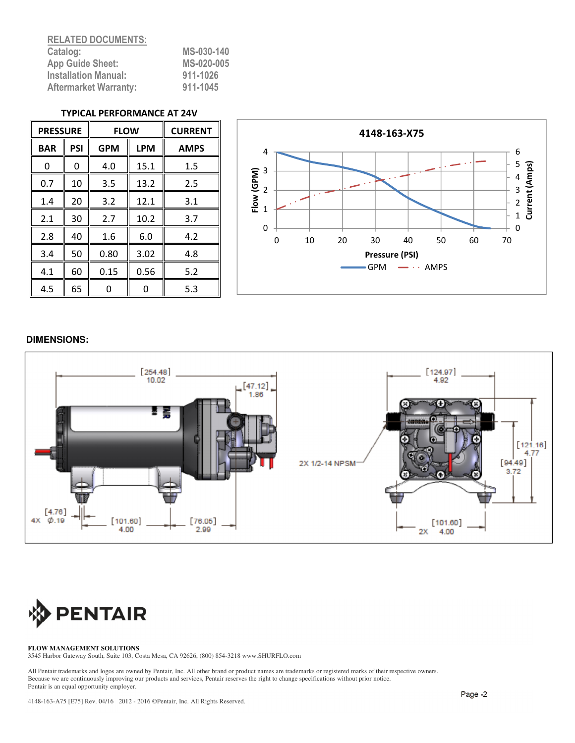**RELATED DOCUMENTS:**

| | |
|---|---|
| Catalog: | MS-030-140 |
| App Guide Sheet: | MS-020-005 |
| Installation Manual: | 911-1026 |
| Aftermarket Warranty: | 911-1045 |

**TYPICAL PERFORMANCE AT 24V**

| PRESSURE | | FLOW | | CURRENT |
|---|---|---|---|---|
| BAR | PSI | GPM | LPM | AMPS |
| 0 | 0 | 4.0 | 15.1 | 1.5 |
| 0.7 | 10 | 3.5 | 13.2 | 2.5 |
| 1.4 | 20 | 3.2 | 12.1 | 3.1 |
| 2.1 | 30 | 2.7 | 10.2 | 3.7 |
| 2.8 | 40 | 1.6 | 6.0 | 4.2 |
| 3.4 | 50 | 0.80 | 3.02 | 4.8 |
| 4.1 | 60 | 0.15 | 0.56 | 5.2 |
| 4.5 | 65 | 0 | 0 | 5.3 |

4148-163-X75

Flow (GPM)
0
1
2
3
4

Current (Amps)
0
1
2
3
4
5
6

Pressure (PSI)
0
10
20
30
40
50
60
70

GPM
AMPS

**DIMENSIONS:**

[254.48]
10.02

[47.12]
1.86

[4.76]
4X Ø.19

[101.60]
4.00

[76.05]
2.99

[124.97]
4.92

2X 1/2-14 NPSM

[121.16]
4.77

[94.49]
3.72

[101.60]
2X 4.00

PENTAIR

**FLOW MANAGEMENT SOLUTIONS**
3545 Harbor Gateway South, Suite 103, Costa Mesa, CA 92626, (800) 854-3218 www.SHURFLO.com

All Pentair trademarks and logos are owned by Pentair, Inc. All other brand or product names are trademarks or registered marks of their respective owners.
Because we are continuously improving our products and services, Pentair reserves the right to change specifications without prior notice.
Pentair is an equal opportunity employer.

4148-163-A75 [E75] Rev. 04/16 2012 - 2016 ©Pentair, Inc. All Rights Reserved.